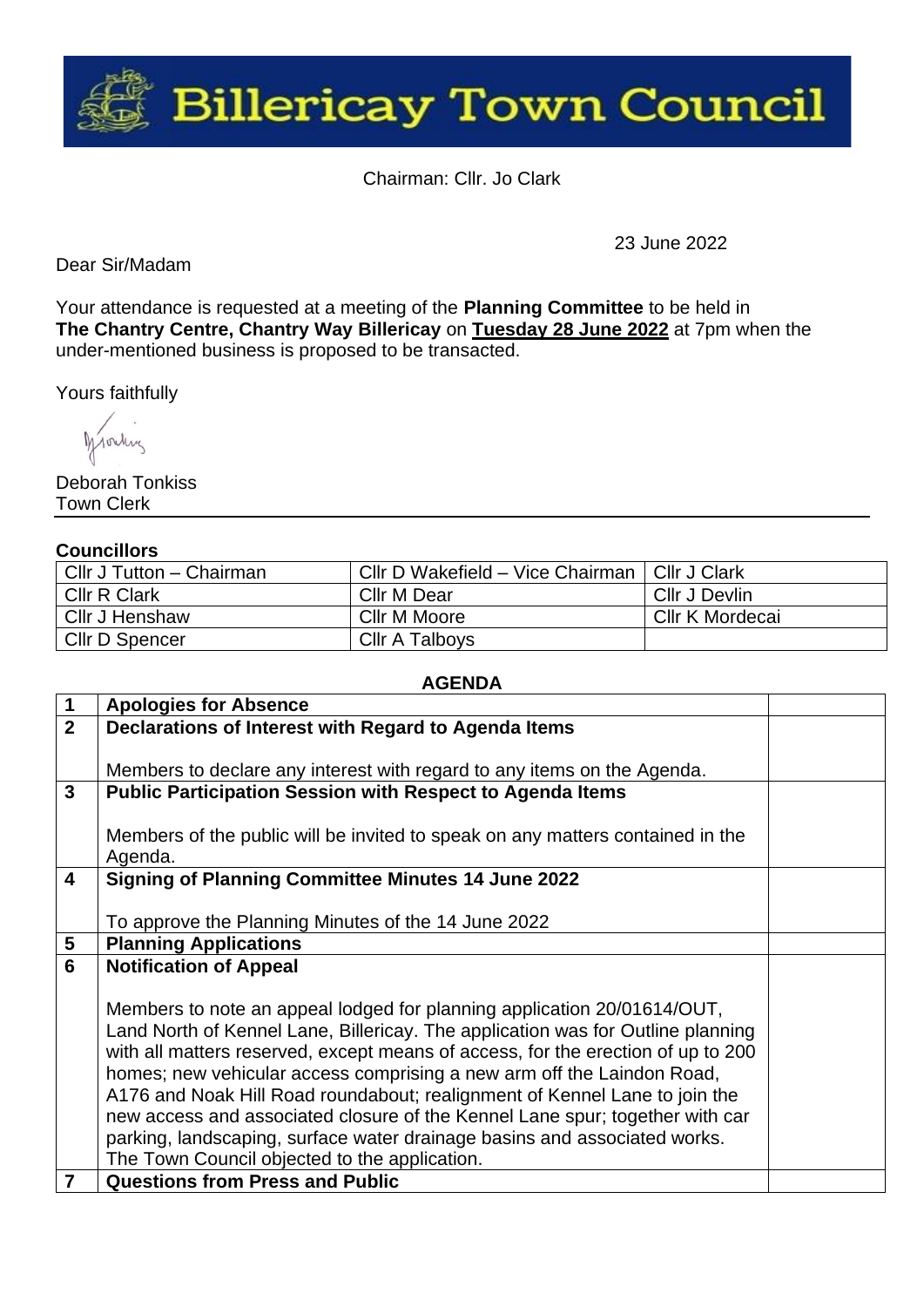# Billericay Town Council

Chairman: Cllr. Jo Clark

23 June 2022

Dear Sir/Madam

Your attendance is requested at a meeting of the **Planning Committee** to be held in **The Chantry Centre, Chantry Way Billericay** on **Tuesday 28 June 2022** at 7pm when the under-mentioned business is proposed to be transacted.

Yours faithfully

Deborah Tonkiss
Town Clerk

**Councillors**

| | | |
|---|---|---|
| Cllr J Tutton – Chairman | Cllr D Wakefield – Vice Chairman | Cllr J Clark |
| Cllr R Clark | Cllr M Dear | Cllr J Devlin |
| Cllr J Henshaw | Cllr M Moore | Cllr K Mordecai |
| Cllr D Spencer | Cllr A Talboys | |

**AGENDA**

| | | |
|---|---|---|
| **1** | **Apologies for Absence** | |
| **2** | **Declarations of Interest with Regard to Agenda Items**<br><br>Members to declare any interest with regard to any items on the Agenda. | |
| **3** | **Public Participation Session with Respect to Agenda Items**<br><br>Members of the public will be invited to speak on any matters contained in the Agenda. | |
| **4** | **Signing of Planning Committee Minutes 14 June 2022**<br><br>To approve the Planning Minutes of the 14 June 2022 | |
| **5** | **Planning Applications** | |
| **6** | **Notification of Appeal**<br><br>Members to note an appeal lodged for planning application 20/01614/OUT, Land North of Kennel Lane, Billericay. The application was for Outline planning with all matters reserved, except means of access, for the erection of up to 200 homes; new vehicular access comprising a new arm off the Laindon Road, A176 and Noak Hill Road roundabout; realignment of Kennel Lane to join the new access and associated closure of the Kennel Lane spur; together with car parking, landscaping, surface water drainage basins and associated works. The Town Council objected to the application. | |
| **7** | **Questions from Press and Public** | |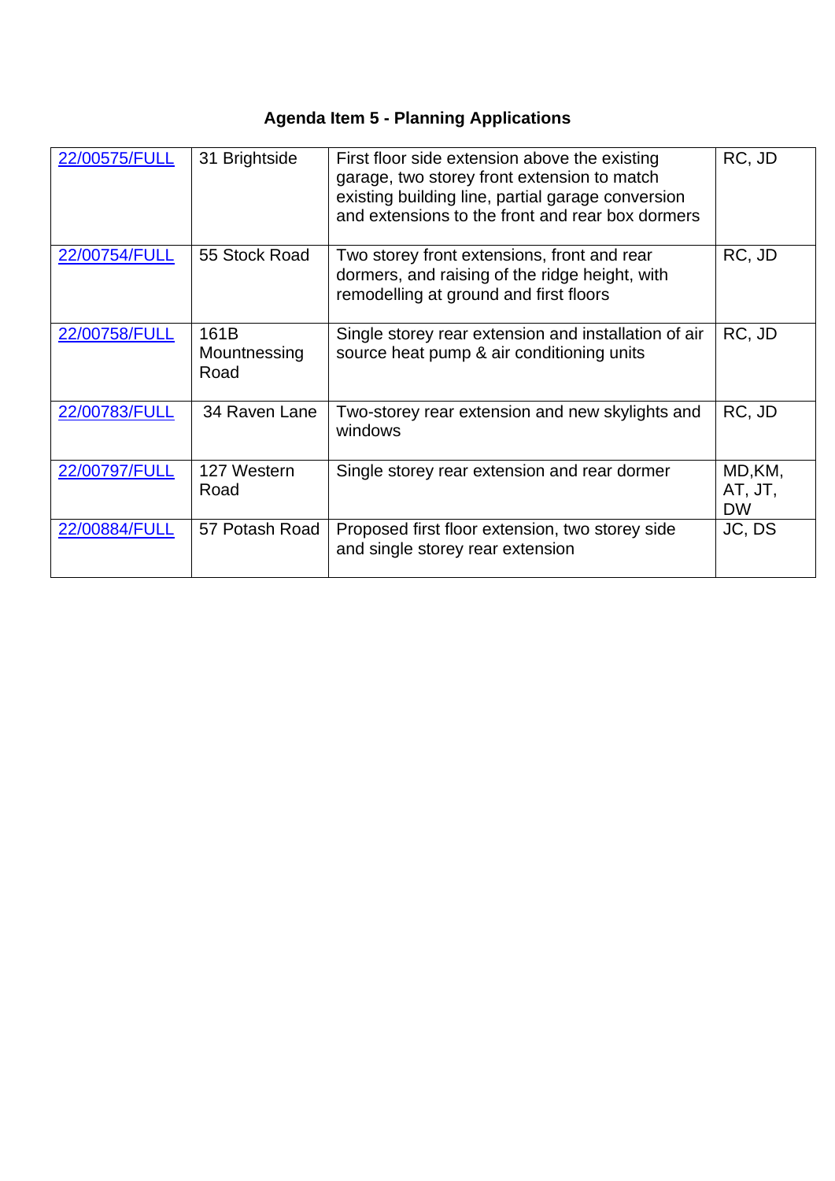## Agenda Item 5 - Planning Applications

| | | | |
|---|---|---|---|
| 22/00575/FULL | 31 Brightside | First floor side extension above the existing garage, two storey front extension to match existing building line, partial garage conversion and extensions to the front and rear box dormers | RC, JD |
| 22/00754/FULL | 55 Stock Road | Two storey front extensions, front and rear dormers, and raising of the ridge height, with remodelling at ground and first floors | RC, JD |
| 22/00758/FULL | 161B Mountnessing Road | Single storey rear extension and installation of air source heat pump & air conditioning units | RC, JD |
| 22/00783/FULL | 34 Raven Lane | Two-storey rear extension and new skylights and windows | RC, JD |
| 22/00797/FULL | 127 Western Road | Single storey rear extension and rear dormer | MD,KM, AT, JT, DW |
| 22/00884/FULL | 57 Potash Road | Proposed first floor extension, two storey side and single storey rear extension | JC, DS |